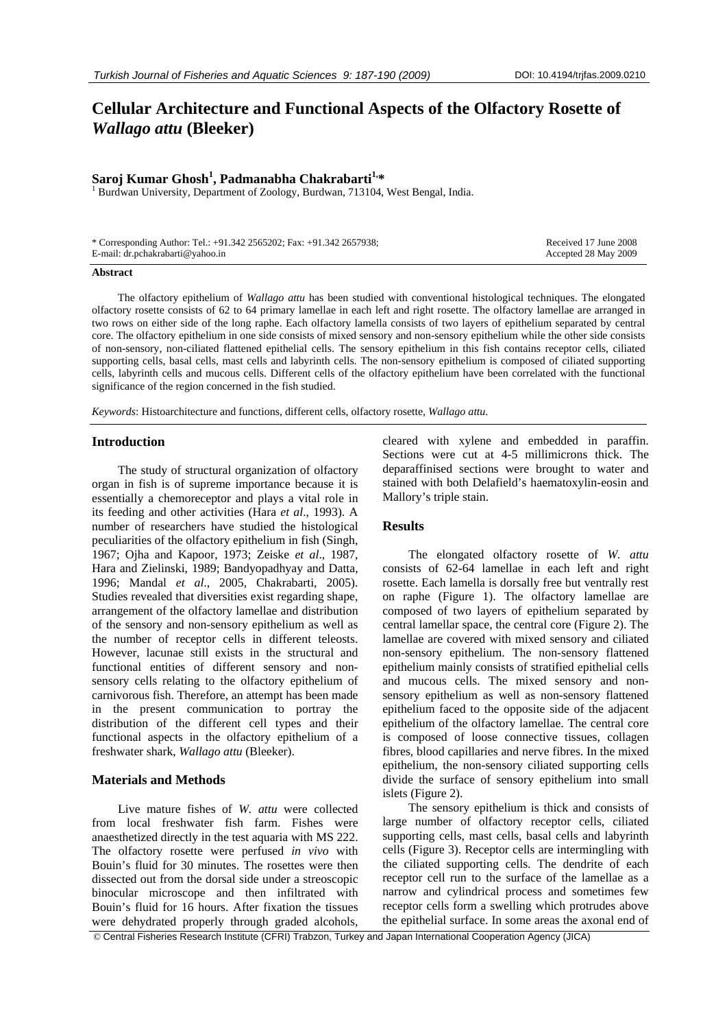# Cellular Architecture and Functional Aspects of the Olfactory Rosette of *Wallago attu* (Bleeker)

**Saroj Kumar Ghosh[1], Padmanabha Chakrabarti[1,*]**

[1] Burdwan University, Department of Zoology, Burdwan, 713104, West Bengal, India.

\* Corresponding Author: Tel.: +91.342 2565202; Fax: +91.342 2657938;
E-mail: dr.pchakrabarti@yahoo.in

Received 17 June 2008
Accepted 28 May 2009

### Abstract

The olfactory epithelium of *Wallago attu* has been studied with conventional histological techniques. The elongated olfactory rosette consists of 62 to 64 primary lamellae in each left and right rosette. The olfactory lamellae are arranged in two rows on either side of the long raphe. Each olfactory lamella consists of two layers of epithelium separated by central core. The olfactory epithelium in one side consists of mixed sensory and non-sensory epithelium while the other side consists of non-sensory, non-ciliated flattened epithelial cells. The sensory epithelium in this fish contains receptor cells, ciliated supporting cells, basal cells, mast cells and labyrinth cells. The non-sensory epithelium is composed of ciliated supporting cells, labyrinth cells and mucous cells. Different cells of the olfactory epithelium have been correlated with the functional significance of the region concerned in the fish studied.

*Keywords*: Histoarchitecture and functions, different cells, olfactory rosette, *Wallago attu*.

## Introduction

The study of structural organization of olfactory organ in fish is of supreme importance because it is essentially a chemoreceptor and plays a vital role in its feeding and other activities (Hara *et al*., 1993). A number of researchers have studied the histological peculiarities of the olfactory epithelium in fish (Singh, 1967; Ojha and Kapoor, 1973; Zeiske *et al*., 1987, Hara and Zielinski, 1989; Bandyopadhyay and Datta, 1996; Mandal *et al*., 2005, Chakrabarti, 2005). Studies revealed that diversities exist regarding shape, arrangement of the olfactory lamellae and distribution of the sensory and non-sensory epithelium as well as the number of receptor cells in different teleosts. However, lacunae still exists in the structural and functional entities of different sensory and non-sensory cells relating to the olfactory epithelium of carnivorous fish. Therefore, an attempt has been made in the present communication to portray the distribution of the different cell types and their functional aspects in the olfactory epithelium of a freshwater shark, *Wallago attu* (Bleeker).

## Materials and Methods

Live mature fishes of *W. attu* were collected from local freshwater fish farm. Fishes were anaesthetized directly in the test aquaria with MS 222. The olfactory rosette were perfused *in vivo* with Bouin's fluid for 30 minutes. The rosettes were then dissected out from the dorsal side under a streoscopic binocular microscope and then infiltrated with Bouin's fluid for 16 hours. After fixation the tissues were dehydrated properly through graded alcohols, cleared with xylene and embedded in paraffin. Sections were cut at 4-5 millimicrons thick. The deparaffinised sections were brought to water and stained with both Delafield's haematoxylin-eosin and Mallory's triple stain.

## Results

The elongated olfactory rosette of *W. attu* consists of 62-64 lamellae in each left and right rosette. Each lamella is dorsally free but ventrally rest on raphe (Figure 1). The olfactory lamellae are composed of two layers of epithelium separated by central lamellar space, the central core (Figure 2). The lamellae are covered with mixed sensory and ciliated non-sensory epithelium. The non-sensory flattened epithelium mainly consists of stratified epithelial cells and mucous cells. The mixed sensory and non-sensory epithelium as well as non-sensory flattened epithelium faced to the opposite side of the adjacent epithelium of the olfactory lamellae. The central core is composed of loose connective tissues, collagen fibres, blood capillaries and nerve fibres. In the mixed epithelium, the non-sensory ciliated supporting cells divide the surface of sensory epithelium into small islets (Figure 2).

The sensory epithelium is thick and consists of large number of olfactory receptor cells, ciliated supporting cells, mast cells, basal cells and labyrinth cells (Figure 3). Receptor cells are intermingling with the ciliated supporting cells. The dendrite of each receptor cell run to the surface of the lamellae as a narrow and cylindrical process and sometimes few receptor cells form a swelling which protrudes above the epithelial surface. In some areas the axonal end of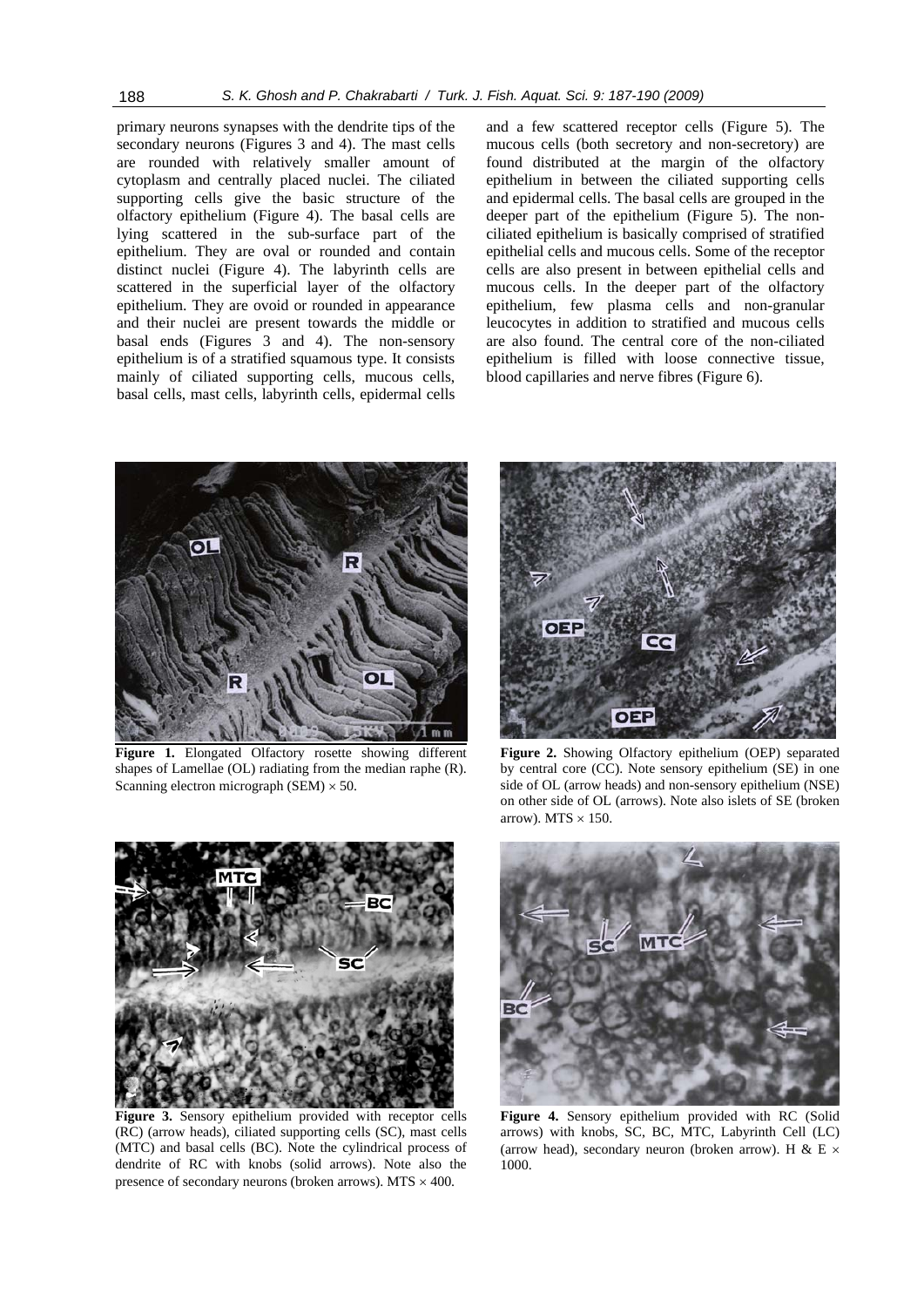primary neurons synapses with the dendrite tips of the secondary neurons (Figures 3 and 4). The mast cells are rounded with relatively smaller amount of cytoplasm and centrally placed nuclei. The ciliated supporting cells give the basic structure of the olfactory epithelium (Figure 4). The basal cells are lying scattered in the sub-surface part of the epithelium. They are oval or rounded and contain distinct nuclei (Figure 4). The labyrinth cells are scattered in the superficial layer of the olfactory epithelium. They are ovoid or rounded in appearance and their nuclei are present towards the middle or basal ends (Figures 3 and 4). The non-sensory epithelium is of a stratified squamous type. It consists mainly of ciliated supporting cells, mucous cells, basal cells, mast cells, labyrinth cells, epidermal cells and a few scattered receptor cells (Figure 5). The mucous cells (both secretory and non-secretory) are found distributed at the margin of the olfactory epithelium in between the ciliated supporting cells and epidermal cells. The basal cells are grouped in the deeper part of the epithelium (Figure 5). The non-ciliated epithelium is basically comprised of stratified epithelial cells and mucous cells. Some of the receptor cells are also present in between epithelial cells and mucous cells. In the deeper part of the olfactory epithelium, few plasma cells and non-granular leucocytes in addition to stratified and mucous cells are also found. The central core of the non-ciliated epithelium is filled with loose connective tissue, blood capillaries and nerve fibres (Figure 6).

**Figure 1.** Elongated Olfactory rosette showing different shapes of Lamellae (OL) radiating from the median raphe (R). Scanning electron micrograph (SEM) × 50.

**Figure 2.** Showing Olfactory epithelium (OEP) separated by central core (CC). Note sensory epithelium (SE) in one side of OL (arrow heads) and non-sensory epithelium (NSE) on other side of OL (arrows). Note also islets of SE (broken arrow). MTS × 150.

**Figure 3.** Sensory epithelium provided with receptor cells (RC) (arrow heads), ciliated supporting cells (SC), mast cells (MTC) and basal cells (BC). Note the cylindrical process of dendrite of RC with knobs (solid arrows). Note also the presence of secondary neurons (broken arrows). MTS × 400.

**Figure 4.** Sensory epithelium provided with RC (Solid arrows) with knobs, SC, BC, MTC, Labyrinth Cell (LC) (arrow head), secondary neuron (broken arrow). H & E × 1000.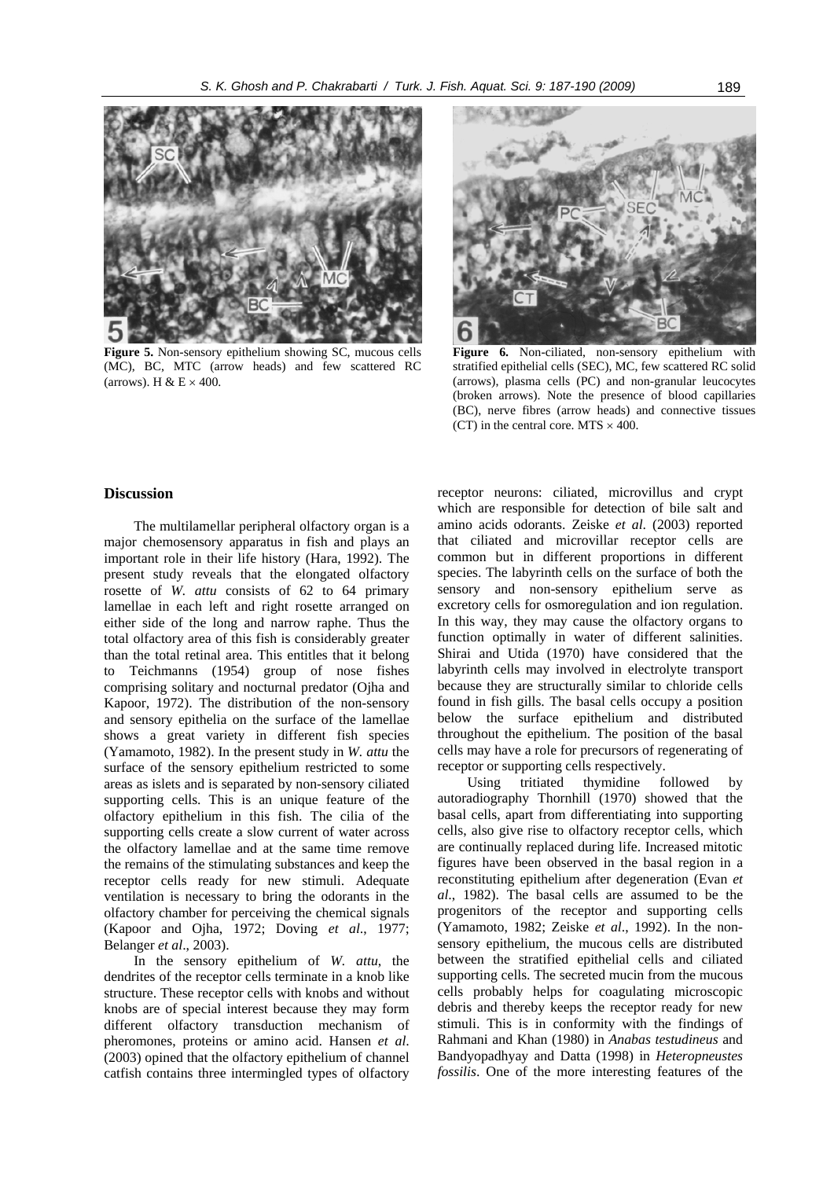**Figure 5.** Non-sensory epithelium showing SC, mucous cells (MC), BC, MTC (arrow heads) and few scattered RC (arrows). H & E × 400.

**Figure 6.** Non-ciliated, non-sensory epithelium with stratified epithelial cells (SEC), MC, few scattered RC solid (arrows), plasma cells (PC) and non-granular leucocytes (broken arrows). Note the presence of blood capillaries (BC), nerve fibres (arrow heads) and connective tissues (CT) in the central core. MTS × 400.

## Discussion

The multilamellar peripheral olfactory organ is a major chemosensory apparatus in fish and plays an important role in their life history (Hara, 1992). The present study reveals that the elongated olfactory rosette of *W. attu* consists of 62 to 64 primary lamellae in each left and right rosette arranged on either side of the long and narrow raphe. Thus the total olfactory area of this fish is considerably greater than the total retinal area. This entitles that it belong to Teichmanns (1954) group of nose fishes comprising solitary and nocturnal predator (Ojha and Kapoor, 1972). The distribution of the non-sensory and sensory epithelia on the surface of the lamellae shows a great variety in different fish species (Yamamoto, 1982). In the present study in *W. attu* the surface of the sensory epithelium restricted to some areas as islets and is separated by non-sensory ciliated supporting cells. This is an unique feature of the olfactory epithelium in this fish. The cilia of the supporting cells create a slow current of water across the olfactory lamellae and at the same time remove the remains of the stimulating substances and keep the receptor cells ready for new stimuli. Adequate ventilation is necessary to bring the odorants in the olfactory chamber for perceiving the chemical signals (Kapoor and Ojha, 1972; Doving *et al*., 1977; Belanger *et al*., 2003).

In the sensory epithelium of *W. attu*, the dendrites of the receptor cells terminate in a knob like structure. These receptor cells with knobs and without knobs are of special interest because they may form different olfactory transduction mechanism of pheromones, proteins or amino acid. Hansen *et al*. (2003) opined that the olfactory epithelium of channel catfish contains three intermingled types of olfactory receptor neurons: ciliated, microvillus and crypt which are responsible for detection of bile salt and amino acids odorants. Zeiske *et al*. (2003) reported that ciliated and microvillar receptor cells are common but in different proportions in different species. The labyrinth cells on the surface of both the sensory and non-sensory epithelium serve as excretory cells for osmoregulation and ion regulation. In this way, they may cause the olfactory organs to function optimally in water of different salinities. Shirai and Utida (1970) have considered that the labyrinth cells may involved in electrolyte transport because they are structurally similar to chloride cells found in fish gills. The basal cells occupy a position below the surface epithelium and distributed throughout the epithelium. The position of the basal cells may have a role for precursors of regenerating of receptor or supporting cells respectively.

Using tritiated thymidine followed by autoradiography Thornhill (1970) showed that the basal cells, apart from differentiating into supporting cells, also give rise to olfactory receptor cells, which are continually replaced during life. Increased mitotic figures have been observed in the basal region in a reconstituting epithelium after degeneration (Evan *et al*., 1982). The basal cells are assumed to be the progenitors of the receptor and supporting cells (Yamamoto, 1982; Zeiske *et al*., 1992). In the non-sensory epithelium, the mucous cells are distributed between the stratified epithelial cells and ciliated supporting cells. The secreted mucin from the mucous cells probably helps for coagulating microscopic debris and thereby keeps the receptor ready for new stimuli. This is in conformity with the findings of Rahmani and Khan (1980) in *Anabas testudineus* and Bandyopadhyay and Datta (1998) in *Heteropneustes fossilis*. One of the more interesting features of the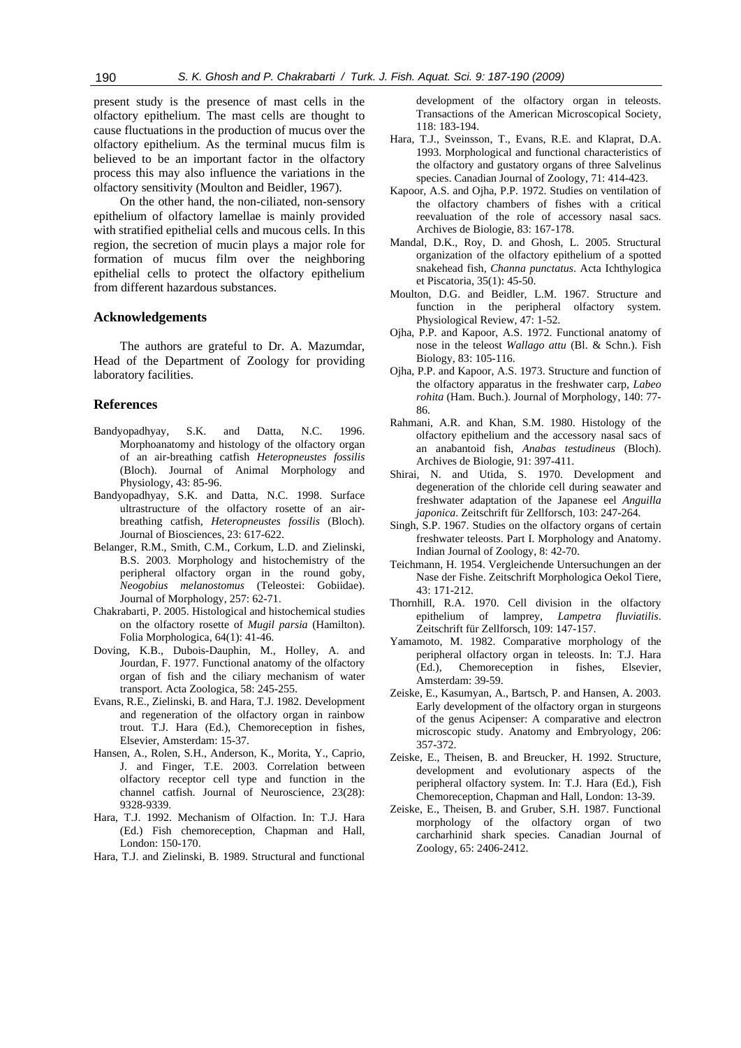present study is the presence of mast cells in the olfactory epithelium. The mast cells are thought to cause fluctuations in the production of mucus over the olfactory epithelium. As the terminal mucus film is believed to be an important factor in the olfactory process this may also influence the variations in the olfactory sensitivity (Moulton and Beidler, 1967).

On the other hand, the non-ciliated, non-sensory epithelium of olfactory lamellae is mainly provided with stratified epithelial cells and mucous cells. In this region, the secretion of mucin plays a major role for formation of mucus film over the neighboring epithelial cells to protect the olfactory epithelium from different hazardous substances.

## Acknowledgements

The authors are grateful to Dr. A. Mazumdar, Head of the Department of Zoology for providing laboratory facilities.

## References

- Bandyopadhyay, S.K. and Datta, N.C. 1996. Morphoanatomy and histology of the olfactory organ of an air-breathing catfish *Heteropneustes fossilis* (Bloch). Journal of Animal Morphology and Physiology, 43: 85-96.
- Bandyopadhyay, S.K. and Datta, N.C. 1998. Surface ultrastructure of the olfactory rosette of an air-breathing catfish, *Heteropneustes fossilis* (Bloch). Journal of Biosciences, 23: 617-622.
- Belanger, R.M., Smith, C.M., Corkum, L.D. and Zielinski, B.S. 2003. Morphology and histochemistry of the peripheral olfactory organ in the round goby, *Neogobius melanostomus* (Teleostei: Gobiidae). Journal of Morphology, 257: 62-71.
- Chakrabarti, P. 2005. Histological and histochemical studies on the olfactory rosette of *Mugil parsia* (Hamilton). Folia Morphologica, 64(1): 41-46.
- Doving, K.B., Dubois-Dauphin, M., Holley, A. and Jourdan, F. 1977. Functional anatomy of the olfactory organ of fish and the ciliary mechanism of water transport. Acta Zoologica, 58: 245-255.
- Evans, R.E., Zielinski, B. and Hara, T.J. 1982. Development and regeneration of the olfactory organ in rainbow trout. T.J. Hara (Ed.), Chemoreception in fishes, Elsevier, Amsterdam: 15-37.
- Hansen, A., Rolen, S.H., Anderson, K., Morita, Y., Caprio, J. and Finger, T.E. 2003. Correlation between olfactory receptor cell type and function in the channel catfish. Journal of Neuroscience, 23(28): 9328-9339.
- Hara, T.J. 1992. Mechanism of Olfaction. In: T.J. Hara (Ed.) Fish chemoreception, Chapman and Hall, London: 150-170.
- Hara, T.J. and Zielinski, B. 1989. Structural and functional development of the olfactory organ in teleosts. Transactions of the American Microscopical Society, 118: 183-194.
- Hara, T.J., Sveinsson, T., Evans, R.E. and Klaprat, D.A. 1993. Morphological and functional characteristics of the olfactory and gustatory organs of three Salvelinus species. Canadian Journal of Zoology, 71: 414-423.
- Kapoor, A.S. and Ojha, P.P. 1972. Studies on ventilation of the olfactory chambers of fishes with a critical reevaluation of the role of accessory nasal sacs. Archives de Biologie, 83: 167-178.
- Mandal, D.K., Roy, D. and Ghosh, L. 2005. Structural organization of the olfactory epithelium of a spotted snakehead fish, *Channa punctatus*. Acta Ichthylogica et Piscatoria, 35(1): 45-50.
- Moulton, D.G. and Beidler, L.M. 1967. Structure and function in the peripheral olfactory system. Physiological Review, 47: 1-52.
- Ojha, P.P. and Kapoor, A.S. 1972. Functional anatomy of nose in the teleost *Wallago attu* (Bl. & Schn.). Fish Biology, 83: 105-116.
- Ojha, P.P. and Kapoor, A.S. 1973. Structure and function of the olfactory apparatus in the freshwater carp, *Labeo rohita* (Ham. Buch.). Journal of Morphology, 140: 77-86.
- Rahmani, A.R. and Khan, S.M. 1980. Histology of the olfactory epithelium and the accessory nasal sacs of an anabantoid fish, *Anabas testudineus* (Bloch). Archives de Biologie, 91: 397-411.
- Shirai, N. and Utida, S. 1970. Development and degeneration of the chloride cell during seawater and freshwater adaptation of the Japanese eel *Anguilla japonica*. Zeitschrift für Zellforsch, 103: 247-264.
- Singh, S.P. 1967. Studies on the olfactory organs of certain freshwater teleosts. Part I. Morphology and Anatomy. Indian Journal of Zoology, 8: 42-70.
- Teichmann, H. 1954. Vergleichende Untersuchungen an der Nase der Fishe. Zeitschrift Morphologica Oekol Tiere, 43: 171-212.
- Thornhill, R.A. 1970. Cell division in the olfactory epithelium of lamprey, *Lampetra fluviatilis*. Zeitschrift für Zellforsch, 109: 147-157.
- Yamamoto, M. 1982. Comparative morphology of the peripheral olfactory organ in teleosts. In: T.J. Hara (Ed.), Chemoreception in fishes, Elsevier, Amsterdam: 39-59.
- Zeiske, E., Kasumyan, A., Bartsch, P. and Hansen, A. 2003. Early development of the olfactory organ in sturgeons of the genus Acipenser: A comparative and electron microscopic study. Anatomy and Embryology, 206: 357-372.
- Zeiske, E., Theisen, B. and Breucker, H. 1992. Structure, development and evolutionary aspects of the peripheral olfactory system. In: T.J. Hara (Ed.), Fish Chemoreception, Chapman and Hall, London: 13-39.
- Zeiske, E., Theisen, B. and Gruber, S.H. 1987. Functional morphology of the olfactory organ of two carcharhinid shark species. Canadian Journal of Zoology, 65: 2406-2412.